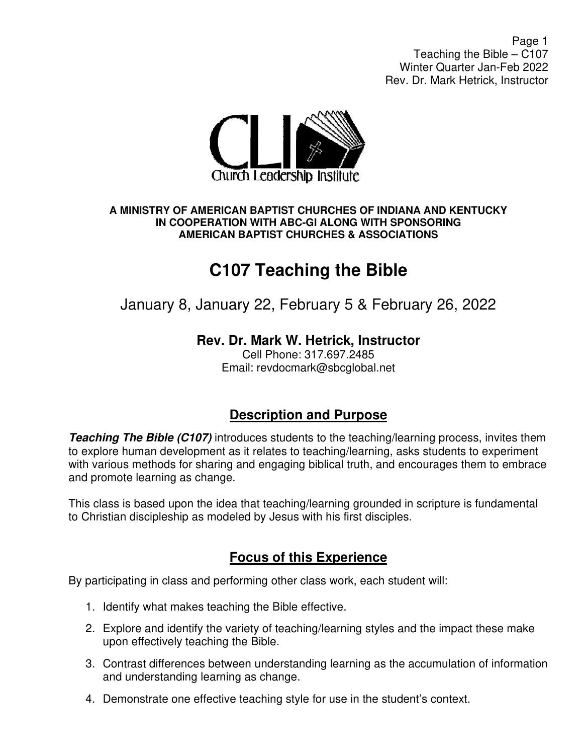A MINISTRY OF AMERICAN BAPTIST CHURCHES OF INDIANA AND KENTUCKY
IN COOPERATION WITH ABC-GI ALONG WITH SPONSORING
AMERICAN BAPTIST CHURCHES & ASSOCIATIONS

# C107 Teaching the Bible

January 8, January 22, February 5 & February 26, 2022

**Rev. Dr. Mark W. Hetrick, Instructor**
Cell Phone: 317.697.2485
Email: revdocmark@sbcglobal.net

## Description and Purpose

***Teaching The Bible (C107)*** introduces students to the teaching/learning process, invites them to explore human development as it relates to teaching/learning, asks students to experiment with various methods for sharing and engaging biblical truth, and encourages them to embrace and promote learning as change.

This class is based upon the idea that teaching/learning grounded in scripture is fundamental to Christian discipleship as modeled by Jesus with his first disciples.

## Focus of this Experience

By participating in class and performing other class work, each student will:

1. Identify what makes teaching the Bible effective.
2. Explore and identify the variety of teaching/learning styles and the impact these make upon effectively teaching the Bible.
3. Contrast differences between understanding learning as the accumulation of information and understanding learning as change.
4. Demonstrate one effective teaching style for use in the student's context.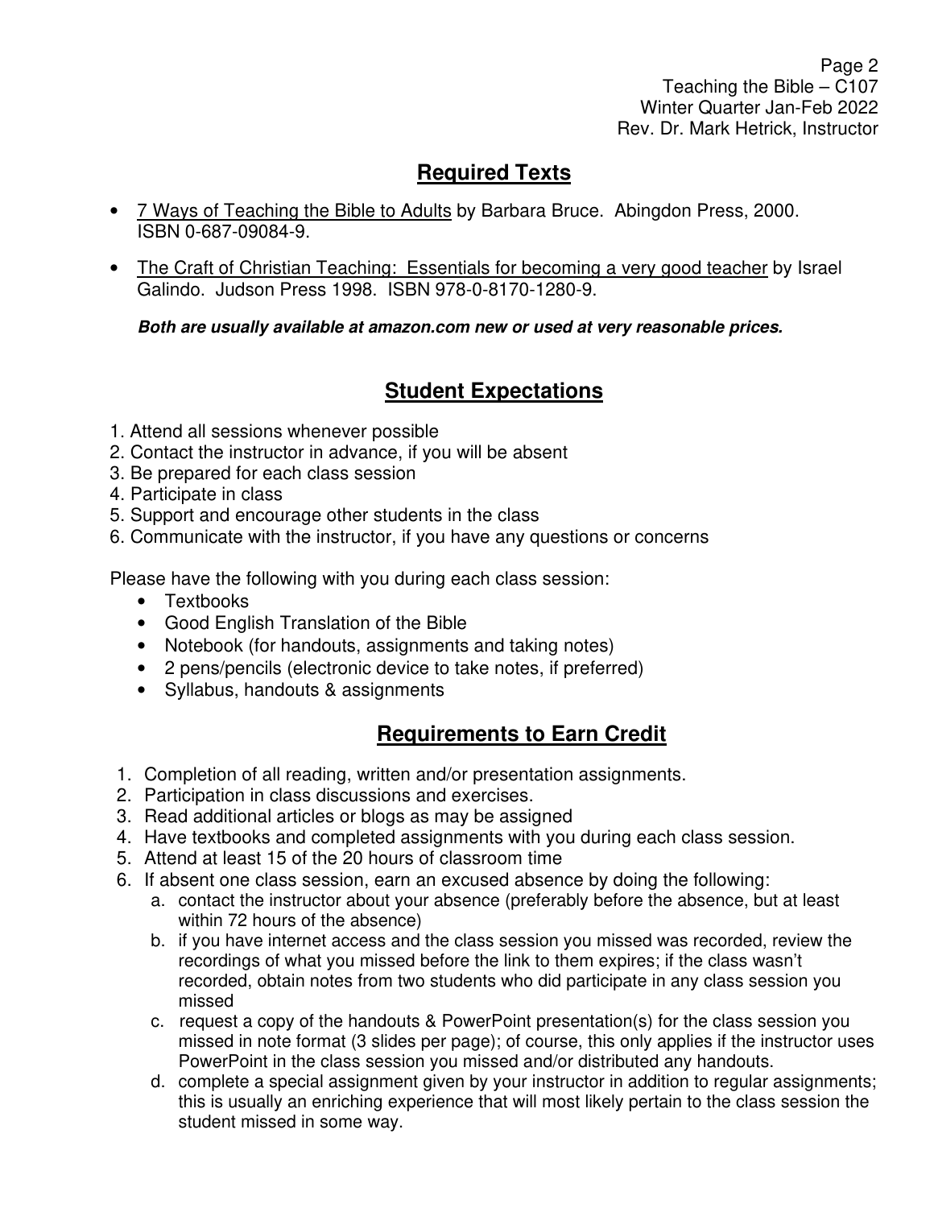## Required Texts

- 7 Ways of Teaching the Bible to Adults by Barbara Bruce. Abingdon Press, 2000. ISBN 0-687-09084-9.
- The Craft of Christian Teaching: Essentials for becoming a very good teacher by Israel Galindo. Judson Press 1998. ISBN 978-0-8170-1280-9.

***Both are usually available at amazon.com new or used at very reasonable prices.***

## Student Expectations

1. Attend all sessions whenever possible
2. Contact the instructor in advance, if you will be absent
3. Be prepared for each class session
4. Participate in class
5. Support and encourage other students in the class
6. Communicate with the instructor, if you have any questions or concerns

Please have the following with you during each class session:

- Textbooks
- Good English Translation of the Bible
- Notebook (for handouts, assignments and taking notes)
- 2 pens/pencils (electronic device to take notes, if preferred)
- Syllabus, handouts & assignments

## Requirements to Earn Credit

1. Completion of all reading, written and/or presentation assignments.
2. Participation in class discussions and exercises.
3. Read additional articles or blogs as may be assigned
4. Have textbooks and completed assignments with you during each class session.
5. Attend at least 15 of the 20 hours of classroom time
6. If absent one class session, earn an excused absence by doing the following:
   a. contact the instructor about your absence (preferably before the absence, but at least within 72 hours of the absence)
   b. if you have internet access and the class session you missed was recorded, review the recordings of what you missed before the link to them expires; if the class wasn't recorded, obtain notes from two students who did participate in any class session you missed
   c. request a copy of the handouts & PowerPoint presentation(s) for the class session you missed in note format (3 slides per page); of course, this only applies if the instructor uses PowerPoint in the class session you missed and/or distributed any handouts.
   d. complete a special assignment given by your instructor in addition to regular assignments; this is usually an enriching experience that will most likely pertain to the class session the student missed in some way.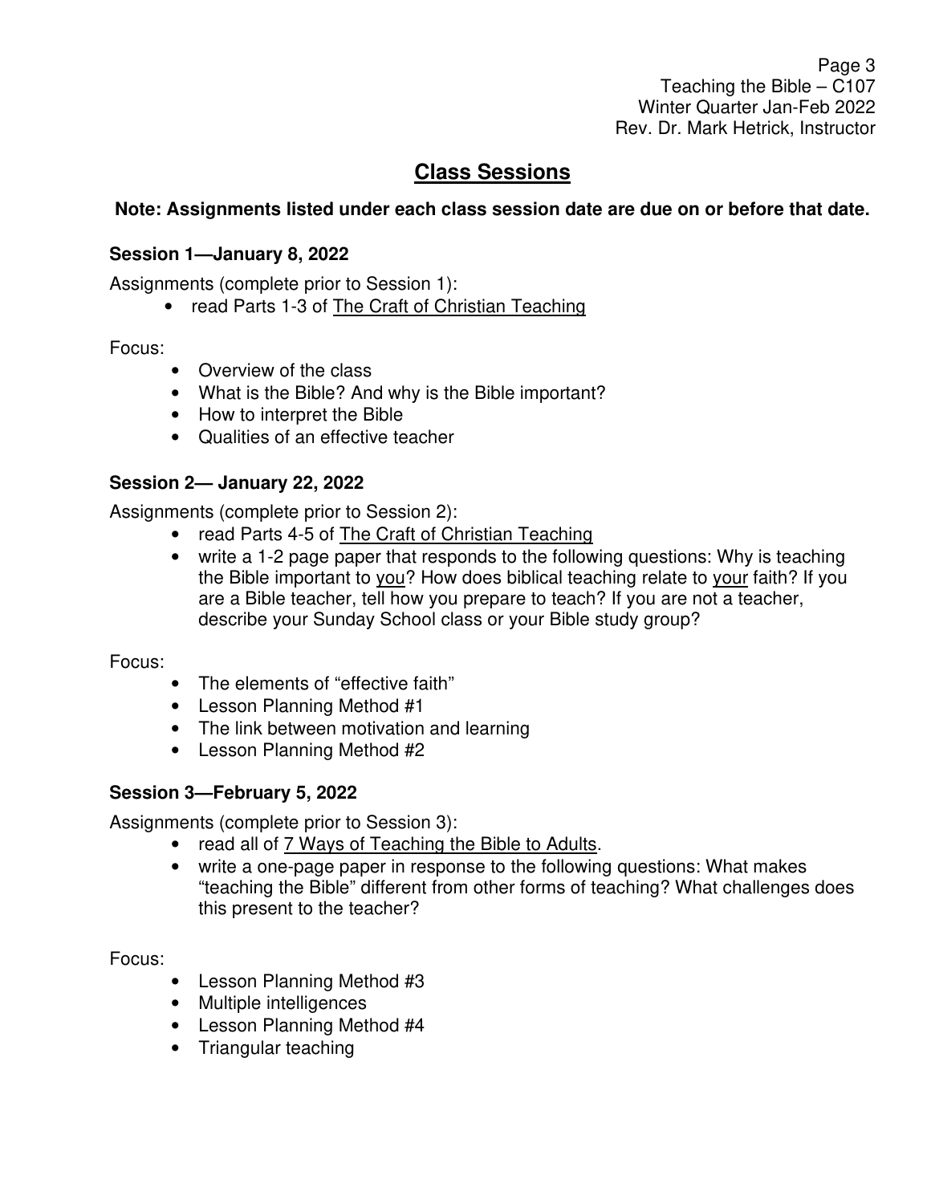## Class Sessions

**Note: Assignments listed under each class session date are due on or before that date.**

### Session 1—January 8, 2022

Assignments (complete prior to Session 1):

- read Parts 1-3 of The Craft of Christian Teaching

Focus:

- Overview of the class
- What is the Bible? And why is the Bible important?
- How to interpret the Bible
- Qualities of an effective teacher

### Session 2— January 22, 2022

Assignments (complete prior to Session 2):

- read Parts 4-5 of The Craft of Christian Teaching
- write a 1-2 page paper that responds to the following questions: Why is teaching the Bible important to you? How does biblical teaching relate to your faith? If you are a Bible teacher, tell how you prepare to teach? If you are not a teacher, describe your Sunday School class or your Bible study group?

Focus:

- The elements of "effective faith"
- Lesson Planning Method #1
- The link between motivation and learning
- Lesson Planning Method #2

### Session 3—February 5, 2022

Assignments (complete prior to Session 3):

- read all of 7 Ways of Teaching the Bible to Adults.
- write a one-page paper in response to the following questions: What makes "teaching the Bible" different from other forms of teaching? What challenges does this present to the teacher?

Focus:

- Lesson Planning Method #3
- Multiple intelligences
- Lesson Planning Method #4
- Triangular teaching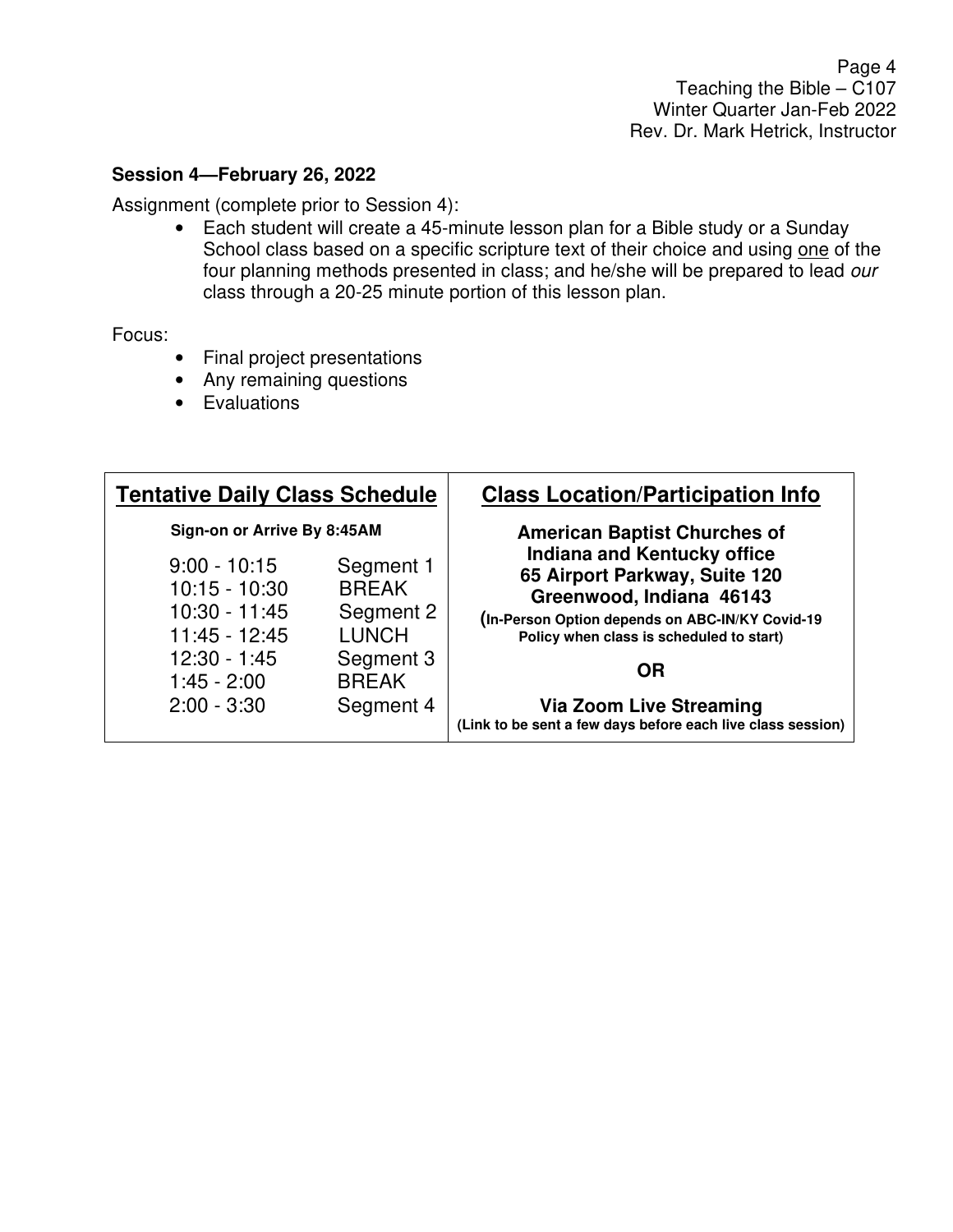**Session 4—February 26, 2022**

Assignment (complete prior to Session 4):

- Each student will create a 45-minute lesson plan for a Bible study or a Sunday School class based on a specific scripture text of their choice and using one of the four planning methods presented in class; and he/she will be prepared to lead *our* class through a 20-25 minute portion of this lesson plan.

Focus:

- Final project presentations
- Any remaining questions
- Evaluations

| **Tentative Daily Class Schedule** | | **Class Location/Participation Info** |
|---|---|---|
| **Sign-on or Arrive By 8:45AM** | | **American Baptist Churches of Indiana and Kentucky office** |
| 9:00 - 10:15 | Segment 1 | **65 Airport Parkway, Suite 120** |
| 10:15 - 10:30 | BREAK | **Greenwood, Indiana 46143** |
| 10:30 - 11:45 | Segment 2 | **(In-Person Option depends on ABC-IN/KY Covid-19 Policy when class is scheduled to start)** |
| 11:45 - 12:45 | LUNCH | |
| 12:30 - 1:45 | Segment 3 | **OR** |
| 1:45 - 2:00 | BREAK | |
| 2:00 - 3:30 | Segment 4 | **Via Zoom Live Streaming** **(Link to be sent a few days before each live class session)** |